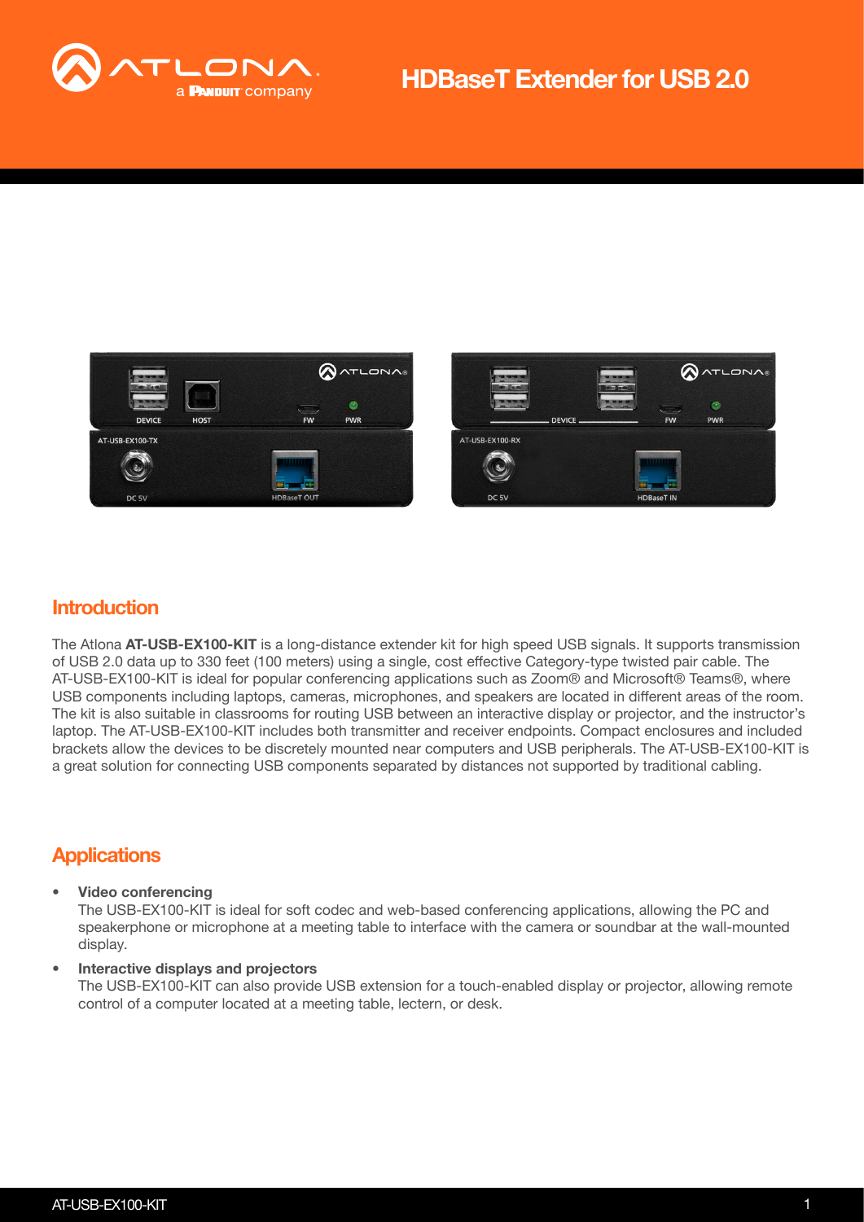# HDBaseT Extender for USB 2.0

## Introduction

The Atlona **AT-USB-EX100-KIT** is a long-distance extender kit for high speed USB signals. It supports transmission of USB 2.0 data up to 330 feet (100 meters) using a single, cost effective Category-type twisted pair cable. The AT-USB-EX100-KIT is ideal for popular conferencing applications such as Zoom® and Microsoft® Teams®, where USB components including laptops, cameras, microphones, and speakers are located in different areas of the room. The kit is also suitable in classrooms for routing USB between an interactive display or projector, and the instructor's laptop. The AT-USB-EX100-KIT includes both transmitter and receiver endpoints. Compact enclosures and included brackets allow the devices to be discretely mounted near computers and USB peripherals. The AT-USB-EX100-KIT is a great solution for connecting USB components separated by distances not supported by traditional cabling.

## Applications

- **Video conferencing**
  The USB-EX100-KIT is ideal for soft codec and web-based conferencing applications, allowing the PC and speakerphone or microphone at a meeting table to interface with the camera or soundbar at the wall-mounted display.
- **Interactive displays and projectors**
  The USB-EX100-KIT can also provide USB extension for a touch-enabled display or projector, allowing remote control of a computer located at a meeting table, lectern, or desk.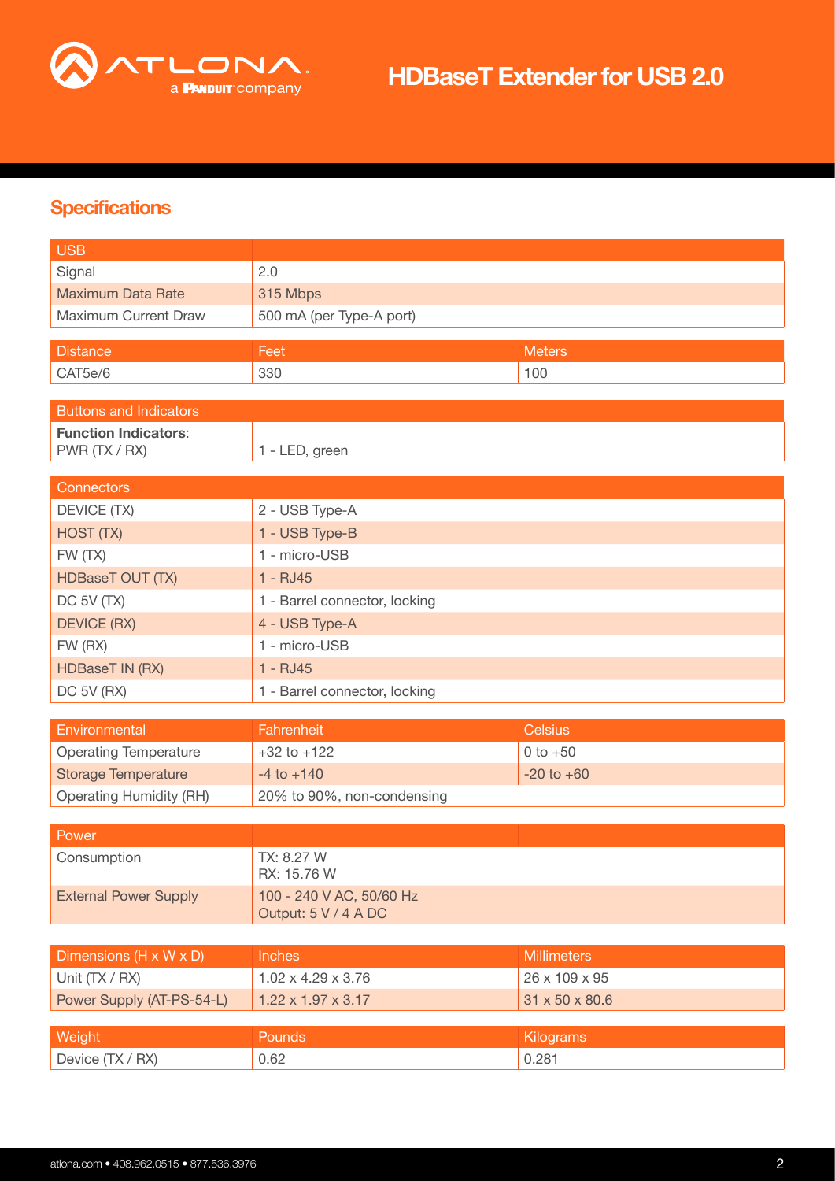# HDBaseT Extender for USB 2.0

## Specifications

| USB | |
|---|---|
| Signal | 2.0 |
| Maximum Data Rate | 315 Mbps |
| Maximum Current Draw | 500 mA (per Type-A port) |

| Distance | Feet | Meters |
|---|---|---|
| CAT5e/6 | 330 | 100 |

| Buttons and Indicators | |
|---|---|
| **Function Indicators**:<br>PWR (TX / RX) | 1 - LED, green |

| Connectors | |
|---|---|
| DEVICE (TX) | 2 - USB Type-A |
| HOST (TX) | 1 - USB Type-B |
| FW (TX) | 1 - micro-USB |
| HDBaseT OUT (TX) | 1 - RJ45 |
| DC 5V (TX) | 1 - Barrel connector, locking |
| DEVICE (RX) | 4 - USB Type-A |
| FW (RX) | 1 - micro-USB |
| HDBaseT IN (RX) | 1 - RJ45 |
| DC 5V (RX) | 1 - Barrel connector, locking |

| Environmental | Fahrenheit | Celsius |
|---|---|---|
| Operating Temperature | +32 to +122 | 0 to +50 |
| Storage Temperature | -4 to +140 | -20 to +60 |
| Operating Humidity (RH) | 20% to 90%, non-condensing | |

| Power | |
|---|---|
| Consumption | TX: 8.27 W<br>RX: 15.76 W |
| External Power Supply | 100 - 240 V AC, 50/60 Hz<br>Output: 5 V / 4 A DC |

| Dimensions (H x W x D) | Inches | Millimeters |
|---|---|---|
| Unit (TX / RX) | 1.02 x 4.29 x 3.76 | 26 x 109 x 95 |
| Power Supply (AT-PS-54-L) | 1.22 x 1.97 x 3.17 | 31 x 50 x 80.6 |

| Weight | Pounds | Kilograms |
|---|---|---|
| Device (TX / RX) | 0.62 | 0.281 |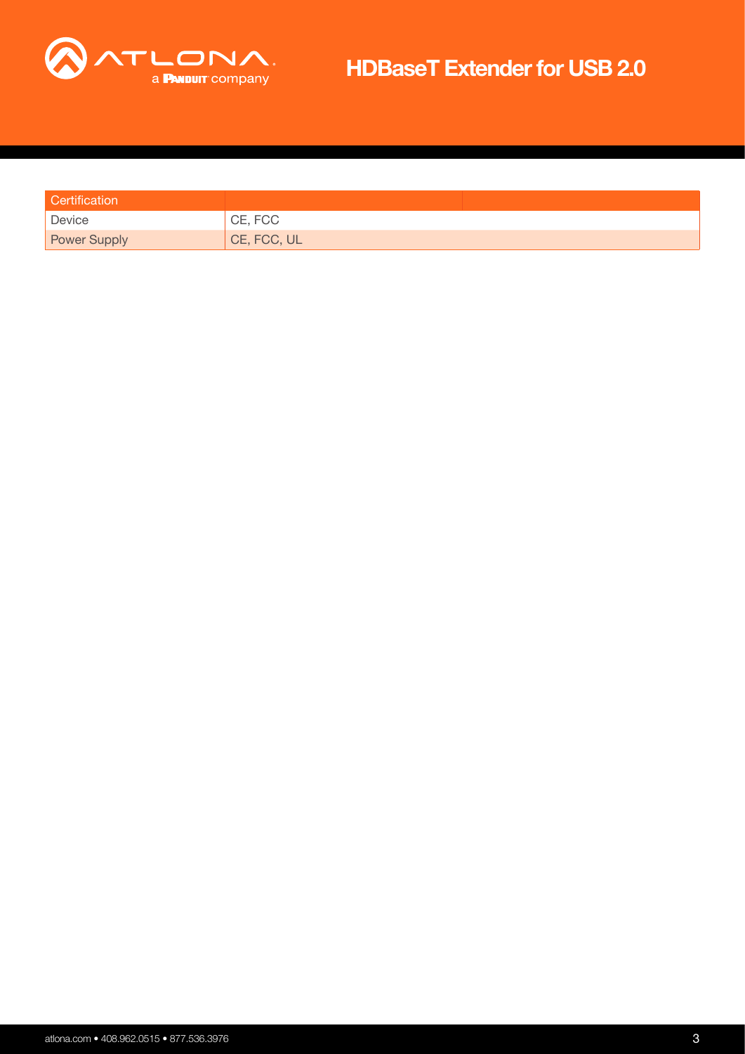| Certification | | |
|---|---|---|
| Device | CE, FCC | |
| Power Supply | CE, FCC, UL | |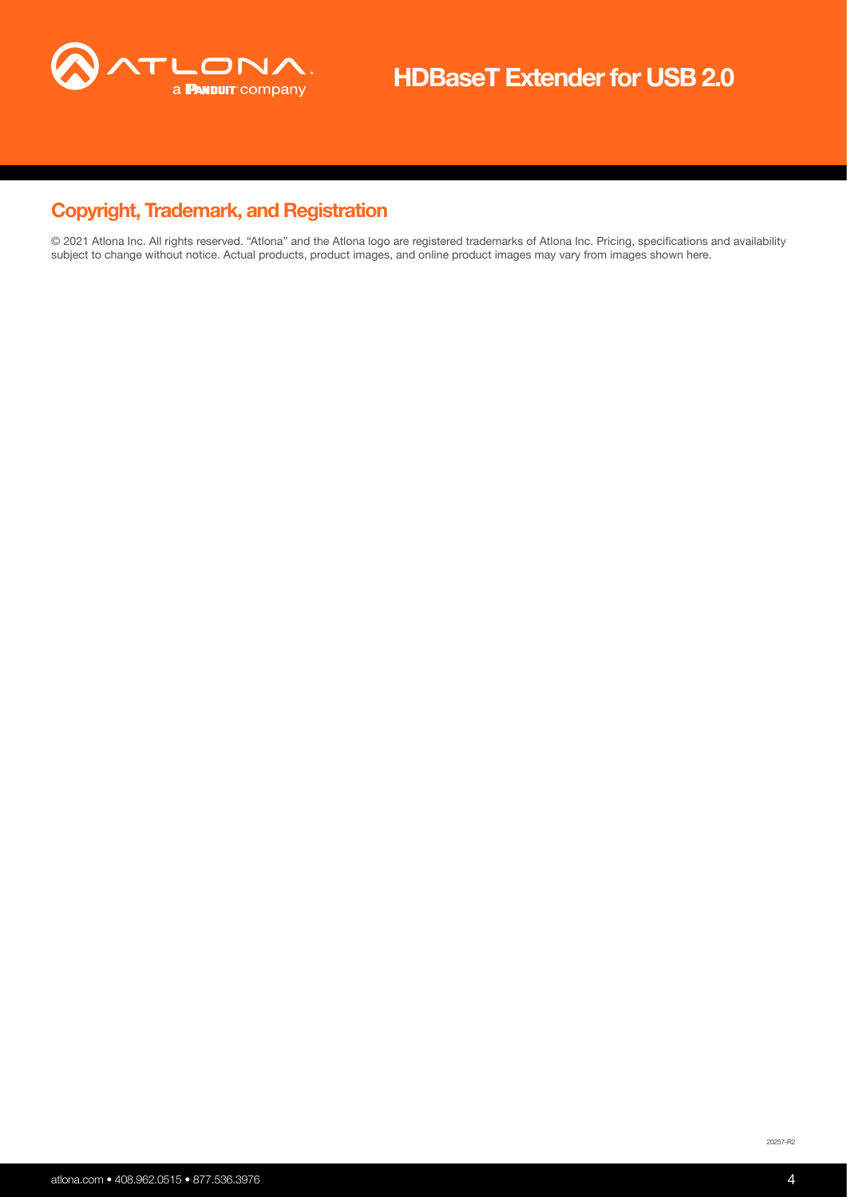## Copyright, Trademark, and Registration

© 2021 Atlona Inc. All rights reserved. "Atlona" and the Atlona logo are registered trademarks of Atlona Inc. Pricing, specifications and availability subject to change without notice. Actual products, product images, and online product images may vary from images shown here.

20257-R2